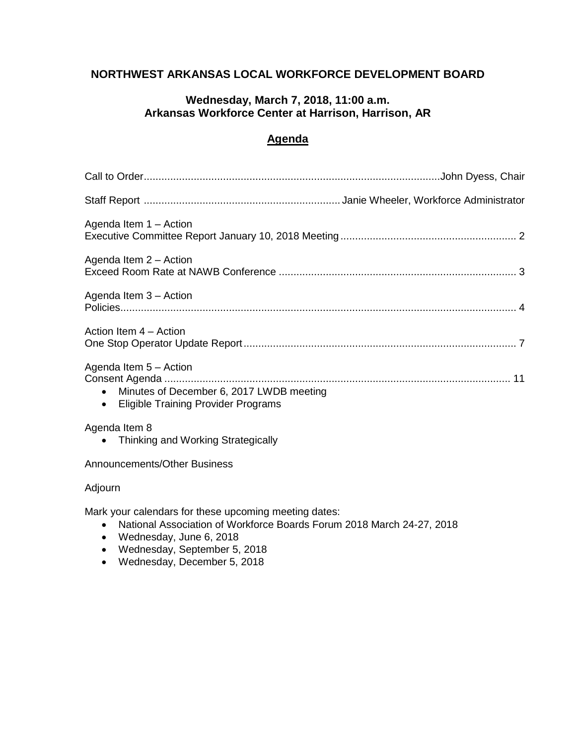# NORTHWEST ARKANSAS LOCAL WORKFORCE DEVELOPMENT BOARD

### Wednesday, March 7, 2018, 11:00 a.m.
### Arkansas Workforce Center at Harrison, Harrison, AR

## Agenda

Call to Order....................................................................................................John Dyess, Chair

Staff Report ..................................................................Janie Wheeler, Workforce Administrator

Agenda Item 1 – Action
Executive Committee Report January 10, 2018 Meeting............................................................ 2

Agenda Item 2 – Action
Exceed Room Rate at NAWB Conference ................................................................................. 3

Agenda Item 3 – Action
Policies........................................................................................................................................ 4

Action Item 4 – Action
One Stop Operator Update Report............................................................................................. 7

Agenda Item 5 – Action
Consent Agenda ....................................................................................................................... 11

- Minutes of December 6, 2017 LWDB meeting
- Eligible Training Provider Programs

Agenda Item 8

- Thinking and Working Strategically

Announcements/Other Business

Adjourn

Mark your calendars for these upcoming meeting dates:

- National Association of Workforce Boards Forum 2018 March 24-27, 2018
- Wednesday, June 6, 2018
- Wednesday, September 5, 2018
- Wednesday, December 5, 2018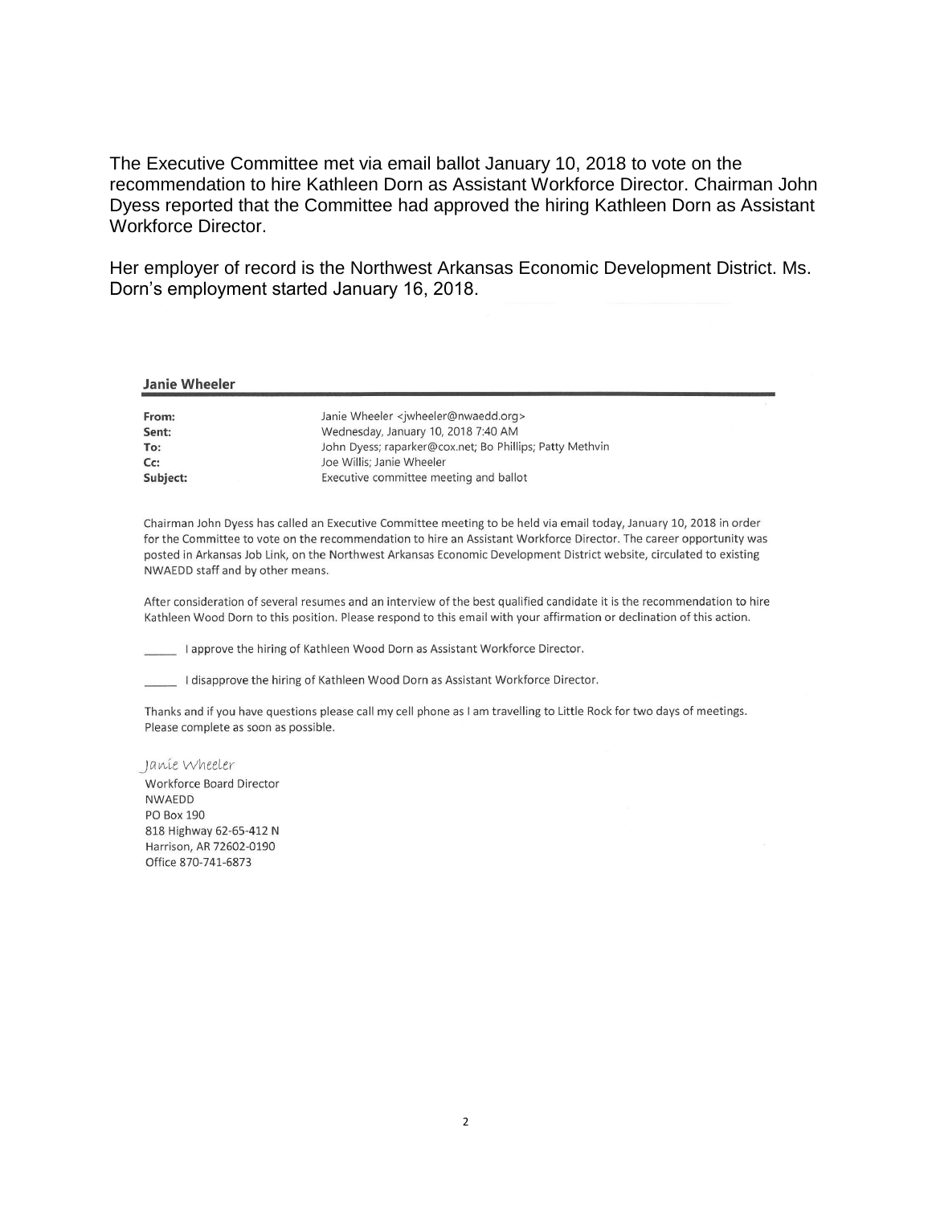The Executive Committee met via email ballot January 10, 2018 to vote on the recommendation to hire Kathleen Dorn as Assistant Workforce Director. Chairman John Dyess reported that the Committee had approved the hiring Kathleen Dorn as Assistant Workforce Director.

Her employer of record is the Northwest Arkansas Economic Development District. Ms. Dorn's employment started January 16, 2018.

**Janie Wheeler**

| | |
|---|---|
| **From:** | Janie Wheeler <jwheeler@nwaedd.org> |
| **Sent:** | Wednesday, January 10, 2018 7:40 AM |
| **To:** | John Dyess; raparker@cox.net; Bo Phillips; Patty Methvin |
| **Cc:** | Joe Willis; Janie Wheeler |
| **Subject:** | Executive committee meeting and ballot |

Chairman John Dyess has called an Executive Committee meeting to be held via email today, January 10, 2018 in order for the Committee to vote on the recommendation to hire an Assistant Workforce Director. The career opportunity was posted in Arkansas Job Link, on the Northwest Arkansas Economic Development District website, circulated to existing NWAEDD staff and by other means.

After consideration of several resumes and an interview of the best qualified candidate it is the recommendation to hire Kathleen Wood Dorn to this position. Please respond to this email with your affirmation or declination of this action.

_____ I approve the hiring of Kathleen Wood Dorn as Assistant Workforce Director.

_____ I disapprove the hiring of Kathleen Wood Dorn as Assistant Workforce Director.

Thanks and if you have questions please call my cell phone as I am travelling to Little Rock for two days of meetings. Please complete as soon as possible.

*Janie Wheeler*

Workforce Board Director
NWAEDD
PO Box 190
818 Highway 62-65-412 N
Harrison, AR 72602-0190
Office 870-741-6873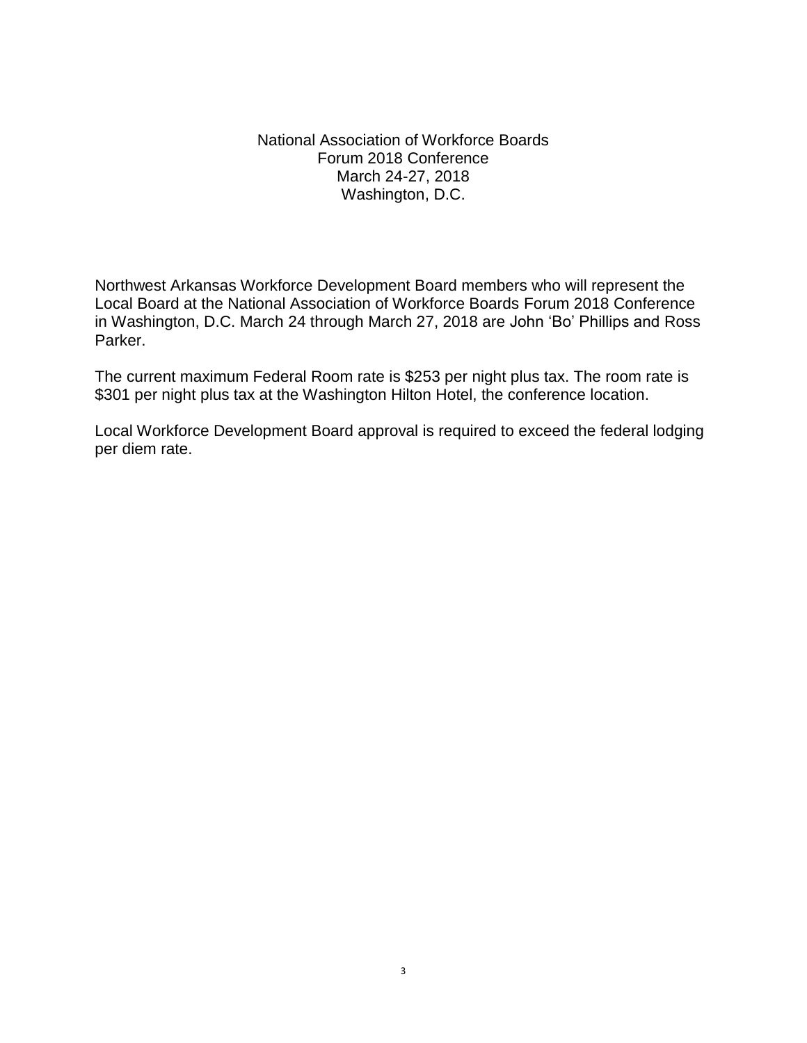# National Association of Workforce Boards
## Forum 2018 Conference
## March 24-27, 2018
## Washington, D.C.

Northwest Arkansas Workforce Development Board members who will represent the Local Board at the National Association of Workforce Boards Forum 2018 Conference in Washington, D.C. March 24 through March 27, 2018 are John 'Bo' Phillips and Ross Parker.

The current maximum Federal Room rate is $253 per night plus tax. The room rate is $301 per night plus tax at the Washington Hilton Hotel, the conference location.

Local Workforce Development Board approval is required to exceed the federal lodging per diem rate.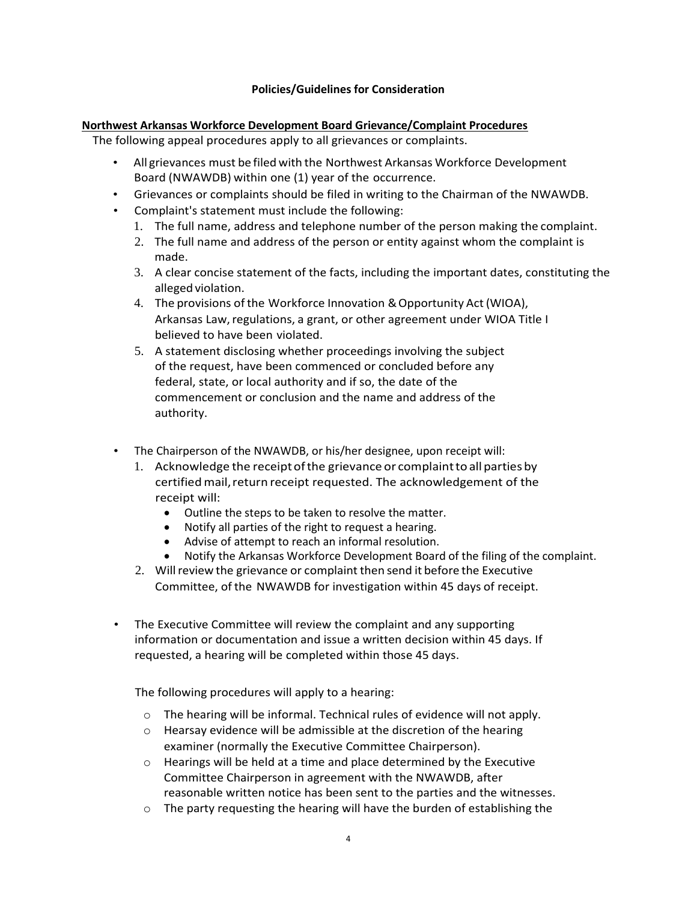**Policies/Guidelines for Consideration**

**Northwest Arkansas Workforce Development Board Grievance/Complaint Procedures**

The following appeal procedures apply to all grievances or complaints.

- All grievances must be filed with the Northwest Arkansas Workforce Development Board (NWAWDB) within one (1) year of the occurrence.
- Grievances or complaints should be filed in writing to the Chairman of the NWAWDB.
- Complaint's statement must include the following:
  1. The full name, address and telephone number of the person making the complaint.
  2. The full name and address of the person or entity against whom the complaint is made.
  3. A clear concise statement of the facts, including the important dates, constituting the alleged violation.
  4. The provisions of the Workforce Innovation & Opportunity Act (WIOA), Arkansas Law, regulations, a grant, or other agreement under WIOA Title I believed to have been violated.
  5. A statement disclosing whether proceedings involving the subject of the request, have been commenced or concluded before any federal, state, or local authority and if so, the date of the commencement or conclusion and the name and address of the authority.

- The Chairperson of the NWAWDB, or his/her designee, upon receipt will:
  1. Acknowledge the receipt of the grievance or complaint to all parties by certified mail, return receipt requested. The acknowledgement of the receipt will:
     - Outline the steps to be taken to resolve the matter.
     - Notify all parties of the right to request a hearing.
     - Advise of attempt to reach an informal resolution.
     - Notify the Arkansas Workforce Development Board of the filing of the complaint.
  2. Will review the grievance or complaint then send it before the Executive Committee, of the NWAWDB for investigation within 45 days of receipt.

- The Executive Committee will review the complaint and any supporting information or documentation and issue a written decision within 45 days. If requested, a hearing will be completed within those 45 days.

  The following procedures will apply to a hearing:

  - The hearing will be informal. Technical rules of evidence will not apply.
  - Hearsay evidence will be admissible at the discretion of the hearing examiner (normally the Executive Committee Chairperson).
  - Hearings will be held at a time and place determined by the Executive Committee Chairperson in agreement with the NWAWDB, after reasonable written notice has been sent to the parties and the witnesses.
  - The party requesting the hearing will have the burden of establishing the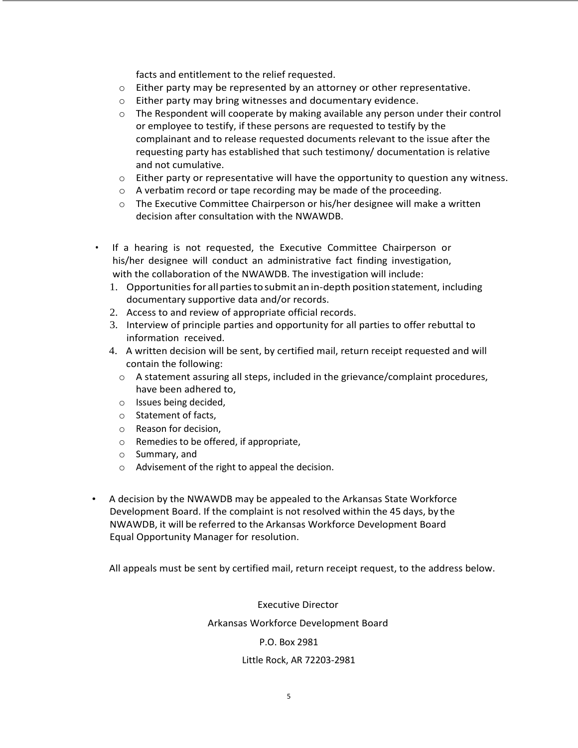facts and entitlement to the relief requested.

  - Either party may be represented by an attorney or other representative.
  - Either party may bring witnesses and documentary evidence.
  - The Respondent will cooperate by making available any person under their control or employee to testify, if these persons are requested to testify by the complainant and to release requested documents relevant to the issue after the requesting party has established that such testimony/ documentation is relative and not cumulative.
  - Either party or representative will have the opportunity to question any witness.
  - A verbatim record or tape recording may be made of the proceeding.
  - The Executive Committee Chairperson or his/her designee will make a written decision after consultation with the NWAWDB.

- If a hearing is not requested, the Executive Committee Chairperson or his/her designee will conduct an administrative fact finding investigation, with the collaboration of the NWAWDB. The investigation will include:
  1. Opportunities for all parties to submit an in-depth position statement, including documentary supportive data and/or records.
  2. Access to and review of appropriate official records.
  3. Interview of principle parties and opportunity for all parties to offer rebuttal to information received.
  4. A written decision will be sent, by certified mail, return receipt requested and will contain the following:
     - A statement assuring all steps, included in the grievance/complaint procedures, have been adhered to,
     - Issues being decided,
     - Statement of facts,
     - Reason for decision,
     - Remedies to be offered, if appropriate,
     - Summary, and
     - Advisement of the right to appeal the decision.

- A decision by the NWAWDB may be appealed to the Arkansas State Workforce Development Board. If the complaint is not resolved within the 45 days, by the NWAWDB, it will be referred to the Arkansas Workforce Development Board Equal Opportunity Manager for resolution.

  All appeals must be sent by certified mail, return receipt request, to the address below.

Executive Director

Arkansas Workforce Development Board

P.O. Box 2981

Little Rock, AR 72203-2981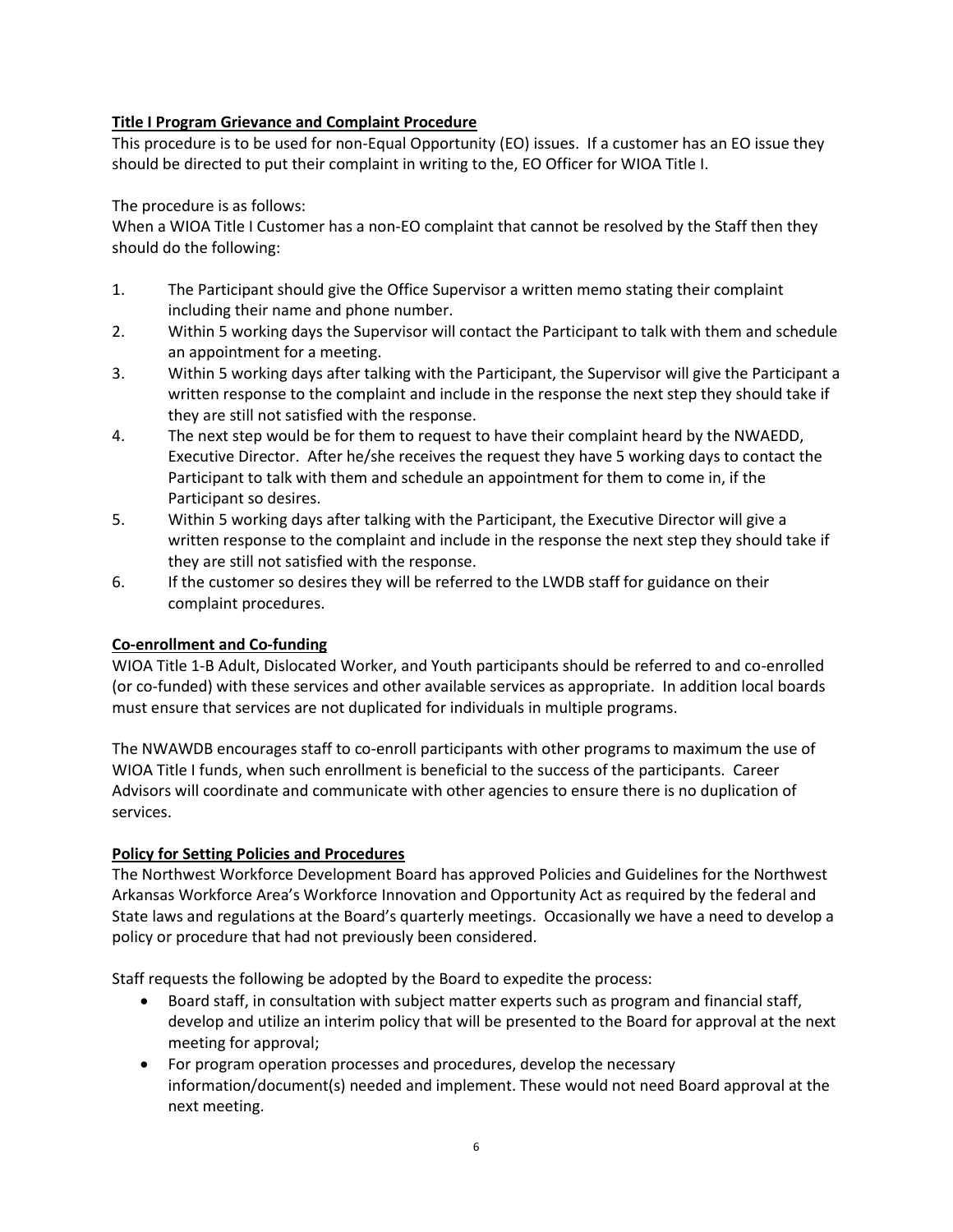**Title I Program Grievance and Complaint Procedure**

This procedure is to be used for non-Equal Opportunity (EO) issues. If a customer has an EO issue they should be directed to put their complaint in writing to the, EO Officer for WIOA Title I.

The procedure is as follows:
When a WIOA Title I Customer has a non-EO complaint that cannot be resolved by the Staff then they should do the following:

1. The Participant should give the Office Supervisor a written memo stating their complaint including their name and phone number.
2. Within 5 working days the Supervisor will contact the Participant to talk with them and schedule an appointment for a meeting.
3. Within 5 working days after talking with the Participant, the Supervisor will give the Participant a written response to the complaint and include in the response the next step they should take if they are still not satisfied with the response.
4. The next step would be for them to request to have their complaint heard by the NWAEDD, Executive Director. After he/she receives the request they have 5 working days to contact the Participant to talk with them and schedule an appointment for them to come in, if the Participant so desires.
5. Within 5 working days after talking with the Participant, the Executive Director will give a written response to the complaint and include in the response the next step they should take if they are still not satisfied with the response.
6. If the customer so desires they will be referred to the LWDB staff for guidance on their complaint procedures.

**Co-enrollment and Co-funding**

WIOA Title 1-B Adult, Dislocated Worker, and Youth participants should be referred to and co-enrolled (or co-funded) with these services and other available services as appropriate. In addition local boards must ensure that services are not duplicated for individuals in multiple programs.

The NWAWDB encourages staff to co-enroll participants with other programs to maximum the use of WIOA Title I funds, when such enrollment is beneficial to the success of the participants. Career Advisors will coordinate and communicate with other agencies to ensure there is no duplication of services.

**Policy for Setting Policies and Procedures**

The Northwest Workforce Development Board has approved Policies and Guidelines for the Northwest Arkansas Workforce Area's Workforce Innovation and Opportunity Act as required by the federal and State laws and regulations at the Board's quarterly meetings. Occasionally we have a need to develop a policy or procedure that had not previously been considered.

Staff requests the following be adopted by the Board to expedite the process:

- Board staff, in consultation with subject matter experts such as program and financial staff, develop and utilize an interim policy that will be presented to the Board for approval at the next meeting for approval;
- For program operation processes and procedures, develop the necessary information/document(s) needed and implement. These would not need Board approval at the next meeting.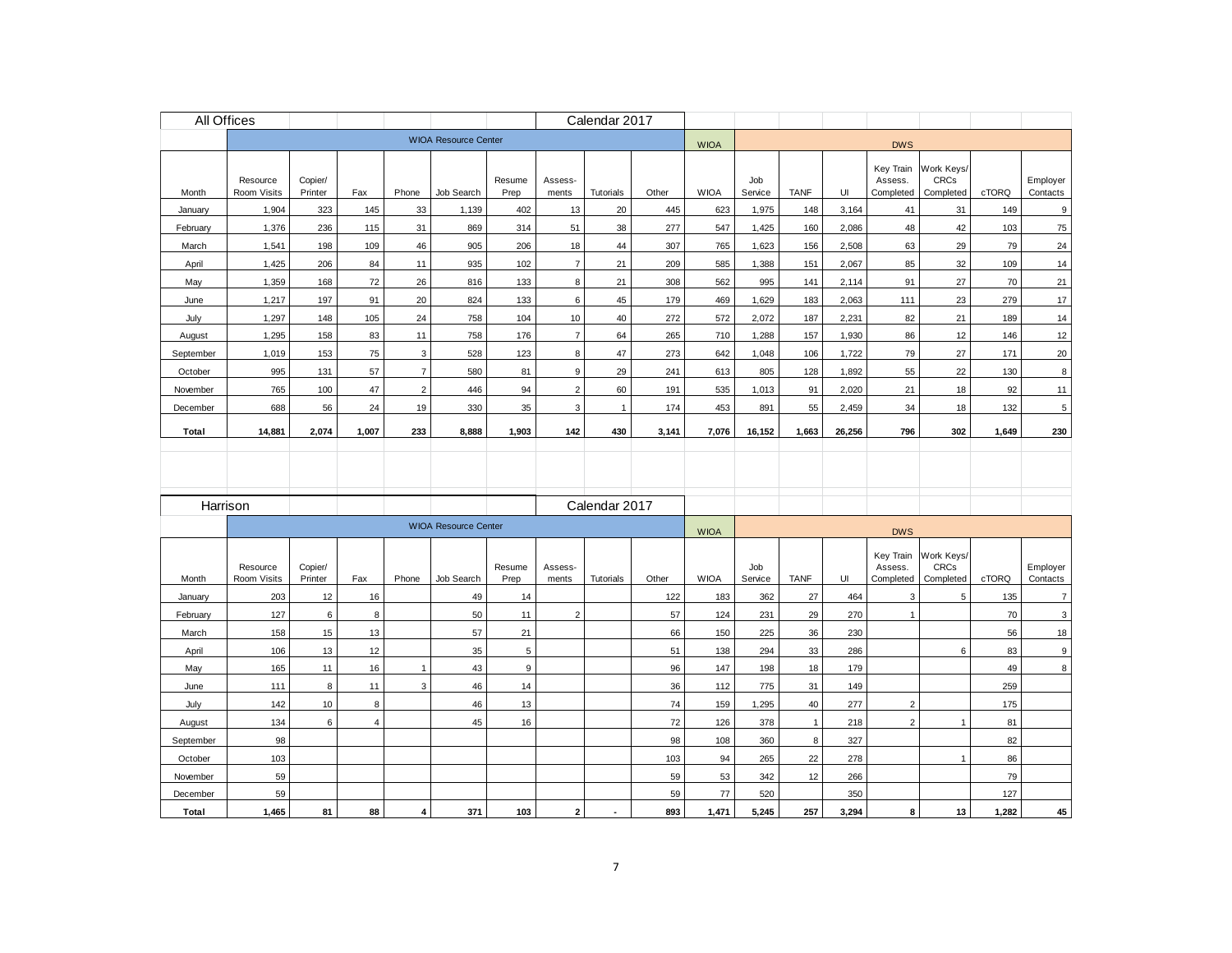| All Offices | | | | | | | Calendar 2017 | | | | | | | | | | |
|---|---|---|---|---|---|---|---|---|---|---|---|---|---|---|---|---|---|
| | WIOA Resource Center | | | | | | | | | WIOA | DWS | | | | | | |
| Month | Resource Room Visits | Copier/ Printer | Fax | Phone | Job Search | Resume Prep | Assess-ments | Tutorials | Other | WIOA | Job Service | TANF | UI | Key Train Assess. Completed | Work Keys/ CRCs Completed | cTORQ | Employer Contacts |
| January | 1,904 | 323 | 145 | 33 | 1,139 | 402 | 13 | 20 | 445 | 623 | 1,975 | 148 | 3,164 | 41 | 31 | 149 | 9 |
| February | 1,376 | 236 | 115 | 31 | 869 | 314 | 51 | 38 | 277 | 547 | 1,425 | 160 | 2,086 | 48 | 42 | 103 | 75 |
| March | 1,541 | 198 | 109 | 46 | 905 | 206 | 18 | 44 | 307 | 765 | 1,623 | 156 | 2,508 | 63 | 29 | 79 | 24 |
| April | 1,425 | 206 | 84 | 11 | 935 | 102 | 7 | 21 | 209 | 585 | 1,388 | 151 | 2,067 | 85 | 32 | 109 | 14 |
| May | 1,359 | 168 | 72 | 26 | 816 | 133 | 8 | 21 | 308 | 562 | 995 | 141 | 2,114 | 91 | 27 | 70 | 21 |
| June | 1,217 | 197 | 91 | 20 | 824 | 133 | 6 | 45 | 179 | 469 | 1,629 | 183 | 2,063 | 111 | 23 | 279 | 17 |
| July | 1,297 | 148 | 105 | 24 | 758 | 104 | 10 | 40 | 272 | 572 | 2,072 | 187 | 2,231 | 82 | 21 | 189 | 14 |
| August | 1,295 | 158 | 83 | 11 | 758 | 176 | 7 | 64 | 265 | 710 | 1,288 | 157 | 1,930 | 86 | 12 | 146 | 12 |
| September | 1,019 | 153 | 75 | 3 | 528 | 123 | 8 | 47 | 273 | 642 | 1,048 | 106 | 1,722 | 79 | 27 | 171 | 20 |
| October | 995 | 131 | 57 | 7 | 580 | 81 | 9 | 29 | 241 | 613 | 805 | 128 | 1,892 | 55 | 22 | 130 | 8 |
| November | 765 | 100 | 47 | 2 | 446 | 94 | 2 | 60 | 191 | 535 | 1,013 | 91 | 2,020 | 21 | 18 | 92 | 11 |
| December | 688 | 56 | 24 | 19 | 330 | 35 | 3 | 1 | 174 | 453 | 891 | 55 | 2,459 | 34 | 18 | 132 | 5 |
| **Total** | **14,881** | **2,074** | **1,007** | **233** | **8,888** | **1,903** | **142** | **430** | **3,141** | **7,076** | **16,152** | **1,663** | **26,256** | **796** | **302** | **1,649** | **230** |

| Harrison | | | | | | | Calendar 2017 | | | | | | | | | | |
|---|---|---|---|---|---|---|---|---|---|---|---|---|---|---|---|---|---|
| | WIOA Resource Center | | | | | | | | | WIOA | DWS | | | | | | |
| Month | Resource Room Visits | Copier/ Printer | Fax | Phone | Job Search | Resume Prep | Assess-ments | Tutorials | Other | WIOA | Job Service | TANF | UI | Key Train Assess. Completed | Work Keys/ CRCs Completed | cTORQ | Employer Contacts |
| January | 203 | 12 | 16 | | 49 | 14 | | | 122 | 183 | 362 | 27 | 464 | 3 | 5 | 135 | 7 |
| February | 127 | 6 | 8 | | 50 | 11 | 2 | | 57 | 124 | 231 | 29 | 270 | 1 | | 70 | 3 |
| March | 158 | 15 | 13 | | 57 | 21 | | | 66 | 150 | 225 | 36 | 230 | | | 56 | 18 |
| April | 106 | 13 | 12 | | 35 | 5 | | | 51 | 138 | 294 | 33 | 286 | | 6 | 83 | 9 |
| May | 165 | 11 | 16 | 1 | 43 | 9 | | | 96 | 147 | 198 | 18 | 179 | | | 49 | 8 |
| June | 111 | 8 | 11 | 3 | 46 | 14 | | | 36 | 112 | 775 | 31 | 149 | | | 259 | |
| July | 142 | 10 | 8 | | 46 | 13 | | | 74 | 159 | 1,295 | 40 | 277 | 2 | | 175 | |
| August | 134 | 6 | 4 | | 45 | 16 | | | 72 | 126 | 378 | 1 | 218 | 2 | 1 | 81 | |
| September | 98 | | | | | | | | 98 | 108 | 360 | 8 | 327 | | | 82 | |
| October | 103 | | | | | | | | 103 | 94 | 265 | 22 | 278 | | 1 | 86 | |
| November | 59 | | | | | | | | 59 | 53 | 342 | 12 | 266 | | | 79 | |
| December | 59 | | | | | | | | 59 | 77 | 520 | | 350 | | | 127 | |
| **Total** | **1,465** | **81** | **88** | **4** | **371** | **103** | **2** | **-** | **893** | **1,471** | **5,245** | **257** | **3,294** | **8** | **13** | **1,282** | **45** |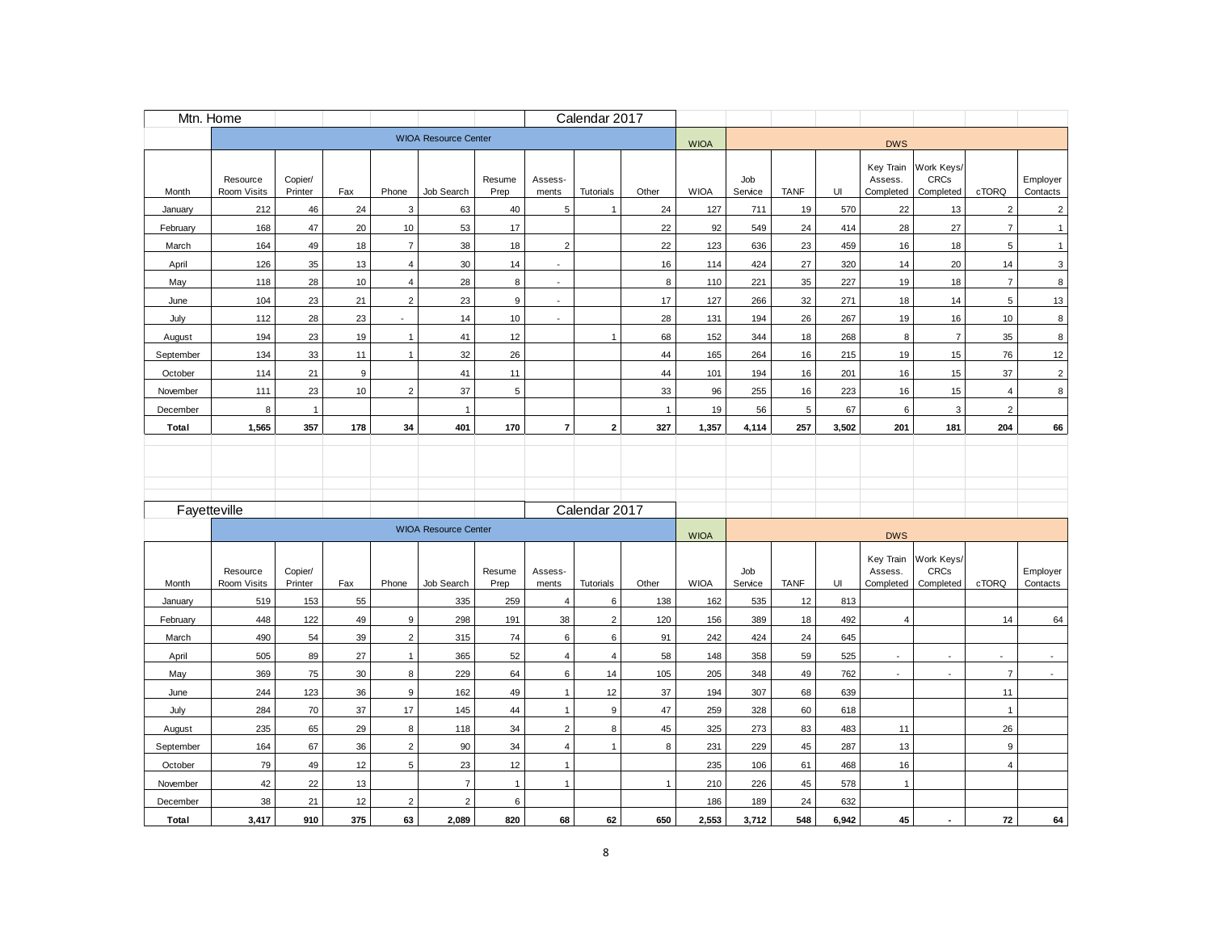| Mtn. Home | | | | | | Calendar 2017 | | | | | | | | | | | |
|---|---|---|---|---|---|---|---|---|---|---|---|---|---|---|---|---|---|
| | WIOA Resource Center | | | | | | | | WIOA | DWS | | | | | | | |
| Month | Resource Room Visits | Copier/ Printer | Fax | Phone | Job Search | Resume Prep | Assess-ments | Tutorials | Other | WIOA | Job Service | TANF | UI | Key Train Assess. Completed | Work Keys/ CRCs Completed | cTORQ | Employer Contacts |
| January | 212 | 46 | 24 | 3 | 63 | 40 | 5 | 1 | 24 | 127 | 711 | 19 | 570 | 22 | 13 | 2 | 2 |
| February | 168 | 47 | 20 | 10 | 53 | 17 | | | 22 | 92 | 549 | 24 | 414 | 28 | 27 | 7 | 1 |
| March | 164 | 49 | 18 | 7 | 38 | 18 | 2 | | 22 | 123 | 636 | 23 | 459 | 16 | 18 | 5 | 1 |
| April | 126 | 35 | 13 | 4 | 30 | 14 | - | | 16 | 114 | 424 | 27 | 320 | 14 | 20 | 14 | 3 |
| May | 118 | 28 | 10 | 4 | 28 | 8 | - | | 8 | 110 | 221 | 35 | 227 | 19 | 18 | 7 | 8 |
| June | 104 | 23 | 21 | 2 | 23 | 9 | - | | 17 | 127 | 266 | 32 | 271 | 18 | 14 | 5 | 13 |
| July | 112 | 28 | 23 | - | 14 | 10 | - | | 28 | 131 | 194 | 26 | 267 | 19 | 16 | 10 | 8 |
| August | 194 | 23 | 19 | 1 | 41 | 12 | | 1 | 68 | 152 | 344 | 18 | 268 | 8 | 7 | 35 | 8 |
| September | 134 | 33 | 11 | 1 | 32 | 26 | | | 44 | 165 | 264 | 16 | 215 | 19 | 15 | 76 | 12 |
| October | 114 | 21 | 9 | | 41 | 11 | | | 44 | 101 | 194 | 16 | 201 | 16 | 15 | 37 | 2 |
| November | 111 | 23 | 10 | 2 | 37 | 5 | | | 33 | 96 | 255 | 16 | 223 | 16 | 15 | 4 | 8 |
| December | 8 | 1 | | | 1 | | | | 1 | 19 | 56 | 5 | 67 | 6 | 3 | 2 | |
| **Total** | **1,565** | **357** | **178** | **34** | **401** | **170** | **7** | **2** | **327** | **1,357** | **4,114** | **257** | **3,502** | **201** | **181** | **204** | **66** |

| Fayetteville | | | | | | Calendar 2017 | | | | | | | | | | | |
|---|---|---|---|---|---|---|---|---|---|---|---|---|---|---|---|---|---|
| | WIOA Resource Center | | | | | | | | WIOA | DWS | | | | | | | |
| Month | Resource Room Visits | Copier/ Printer | Fax | Phone | Job Search | Resume Prep | Assess-ments | Tutorials | Other | WIOA | Job Service | TANF | UI | Key Train Assess. Completed | Work Keys/ CRCs Completed | cTORQ | Employer Contacts |
| January | 519 | 153 | 55 | | 335 | 259 | 4 | 6 | 138 | 162 | 535 | 12 | 813 | | | | |
| February | 448 | 122 | 49 | 9 | 298 | 191 | 38 | 2 | 120 | 156 | 389 | 18 | 492 | 4 | | 14 | 64 |
| March | 490 | 54 | 39 | 2 | 315 | 74 | 6 | 6 | 91 | 242 | 424 | 24 | 645 | | | | |
| April | 505 | 89 | 27 | 1 | 365 | 52 | 4 | 4 | 58 | 148 | 358 | 59 | 525 | - | - | - | - |
| May | 369 | 75 | 30 | 8 | 229 | 64 | 6 | 14 | 105 | 205 | 348 | 49 | 762 | - | - | 7 | - |
| June | 244 | 123 | 36 | 9 | 162 | 49 | 1 | 12 | 37 | 194 | 307 | 68 | 639 | | | 11 | |
| July | 284 | 70 | 37 | 17 | 145 | 44 | 1 | 9 | 47 | 259 | 328 | 60 | 618 | | | 1 | |
| August | 235 | 65 | 29 | 8 | 118 | 34 | 2 | 8 | 45 | 325 | 273 | 83 | 483 | 11 | | 26 | |
| September | 164 | 67 | 36 | 2 | 90 | 34 | 4 | 1 | 8 | 231 | 229 | 45 | 287 | 13 | | 9 | |
| October | 79 | 49 | 12 | 5 | 23 | 12 | 1 | | | 235 | 106 | 61 | 468 | 16 | | 4 | |
| November | 42 | 22 | 13 | | 7 | 1 | 1 | | 1 | 210 | 226 | 45 | 578 | 1 | | | |
| December | 38 | 21 | 12 | 2 | 2 | 6 | | | | 186 | 189 | 24 | 632 | | | | |
| **Total** | **3,417** | **910** | **375** | **63** | **2,089** | **820** | **68** | **62** | **650** | **2,553** | **3,712** | **548** | **6,942** | **45** | **-** | **72** | **64** |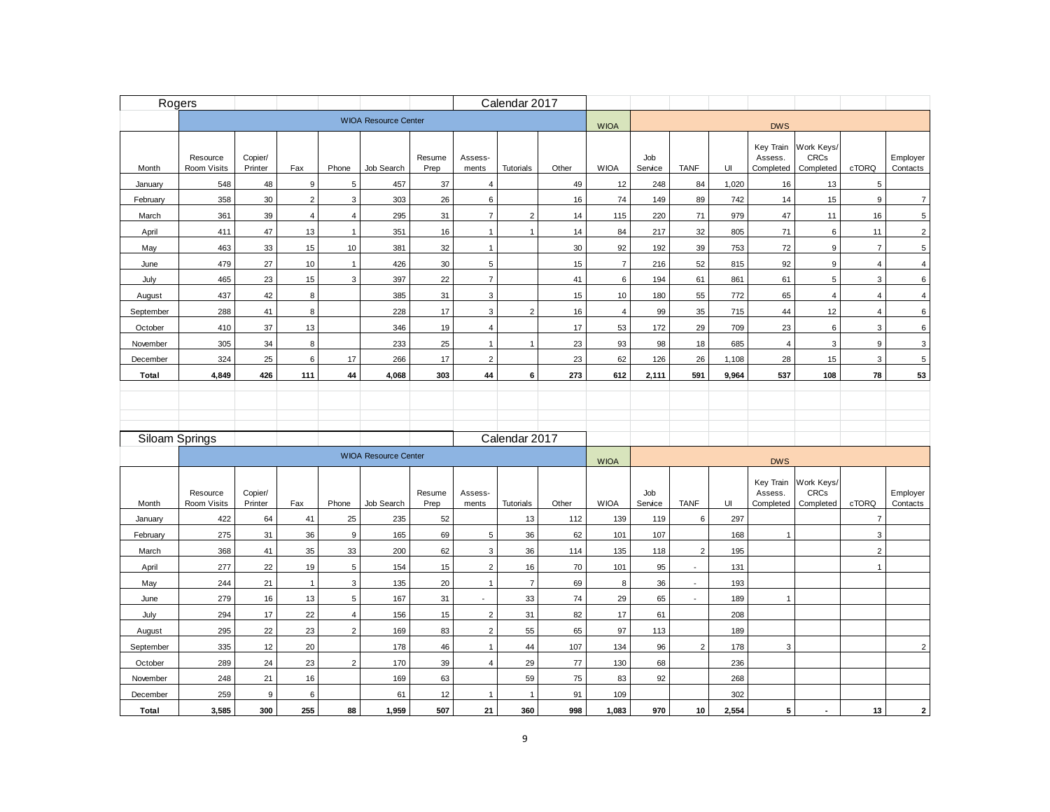| Rogers | | | | | | | Calendar 2017 | | | | | | | | | |
|---|---|---|---|---|---|---|---|---|---|---|---|---|---|---|---|---|
| | WIOA Resource Center | | | | | | | | | WIOA | DWS | | | | | |
| Month | Resource Room Visits | Copier/ Printer | Fax | Phone | Job Search | Resume Prep | Assess- ments | Tutorials | Other | WIOA | Job Service | TANF | UI | Key Train Assess. Completed | Work Keys/ CRCs Completed | cTORQ | Employer Contacts |
| January | 548 | 48 | 9 | 5 | 457 | 37 | 4 | | 49 | 12 | 248 | 84 | 1,020 | 16 | 13 | 5 | |
| February | 358 | 30 | 2 | 3 | 303 | 26 | 6 | | 16 | 74 | 149 | 89 | 742 | 14 | 15 | 9 | 7 |
| March | 361 | 39 | 4 | 4 | 295 | 31 | 7 | 2 | 14 | 115 | 220 | 71 | 979 | 47 | 11 | 16 | 5 |
| April | 411 | 47 | 13 | 1 | 351 | 16 | 1 | 1 | 14 | 84 | 217 | 32 | 805 | 71 | 6 | 11 | 2 |
| May | 463 | 33 | 15 | 10 | 381 | 32 | 1 | | 30 | 92 | 192 | 39 | 753 | 72 | 9 | 7 | 5 |
| June | 479 | 27 | 10 | 1 | 426 | 30 | 5 | | 15 | 7 | 216 | 52 | 815 | 92 | 9 | 4 | 4 |
| July | 465 | 23 | 15 | 3 | 397 | 22 | 7 | | 41 | 6 | 194 | 61 | 861 | 61 | 5 | 3 | 6 |
| August | 437 | 42 | 8 | | 385 | 31 | 3 | | 15 | 10 | 180 | 55 | 772 | 65 | 4 | 4 | 4 |
| September | 288 | 41 | 8 | | 228 | 17 | 3 | 2 | 16 | 4 | 99 | 35 | 715 | 44 | 12 | 4 | 6 |
| October | 410 | 37 | 13 | | 346 | 19 | 4 | | 17 | 53 | 172 | 29 | 709 | 23 | 6 | 3 | 6 |
| November | 305 | 34 | 8 | | 233 | 25 | 1 | 1 | 23 | 93 | 98 | 18 | 685 | 4 | 3 | 9 | 3 |
| December | 324 | 25 | 6 | 17 | 266 | 17 | 2 | | 23 | 62 | 126 | 26 | 1,108 | 28 | 15 | 3 | 5 |
| **Total** | **4,849** | **426** | **111** | **44** | **4,068** | **303** | **44** | **6** | **273** | **612** | **2,111** | **591** | **9,964** | **537** | **108** | **78** | **53** |

| Siloam Springs | | | | | | | Calendar 2017 | | | | | | | | | |
|---|---|---|---|---|---|---|---|---|---|---|---|---|---|---|---|---|
| | WIOA Resource Center | | | | | | | | | WIOA | DWS | | | | | |
| Month | Resource Room Visits | Copier/ Printer | Fax | Phone | Job Search | Resume Prep | Assess- ments | Tutorials | Other | WIOA | Job Service | TANF | UI | Key Train Assess. Completed | Work Keys/ CRCs Completed | cTORQ | Employer Contacts |
| January | 422 | 64 | 41 | 25 | 235 | 52 | | 13 | 112 | 139 | 119 | 6 | 297 | | | 7 | |
| February | 275 | 31 | 36 | 9 | 165 | 69 | 5 | 36 | 62 | 101 | 107 | | 168 | 1 | | 3 | |
| March | 368 | 41 | 35 | 33 | 200 | 62 | 3 | 36 | 114 | 135 | 118 | 2 | 195 | | | 2 | |
| April | 277 | 22 | 19 | 5 | 154 | 15 | 2 | 16 | 70 | 101 | 95 | - | 131 | | | 1 | |
| May | 244 | 21 | 1 | 3 | 135 | 20 | 1 | 7 | 69 | 8 | 36 | - | 193 | | | | |
| June | 279 | 16 | 13 | 5 | 167 | 31 | - | 33 | 74 | 29 | 65 | - | 189 | 1 | | | |
| July | 294 | 17 | 22 | 4 | 156 | 15 | 2 | 31 | 82 | 17 | 61 | | 208 | | | | |
| August | 295 | 22 | 23 | 2 | 169 | 83 | 2 | 55 | 65 | 97 | 113 | | 189 | | | | |
| September | 335 | 12 | 20 | | 178 | 46 | 1 | 44 | 107 | 134 | 96 | 2 | 178 | 3 | | | 2 |
| October | 289 | 24 | 23 | 2 | 170 | 39 | 4 | 29 | 77 | 130 | 68 | | 236 | | | | |
| November | 248 | 21 | 16 | | 169 | 63 | | 59 | 75 | 83 | 92 | | 268 | | | | |
| December | 259 | 9 | 6 | | 61 | 12 | 1 | 1 | 91 | 109 | | | 302 | | | | |
| **Total** | **3,585** | **300** | **255** | **88** | **1,959** | **507** | **21** | **360** | **998** | **1,083** | **970** | **10** | **2,554** | **5** | **-** | **13** | **2** |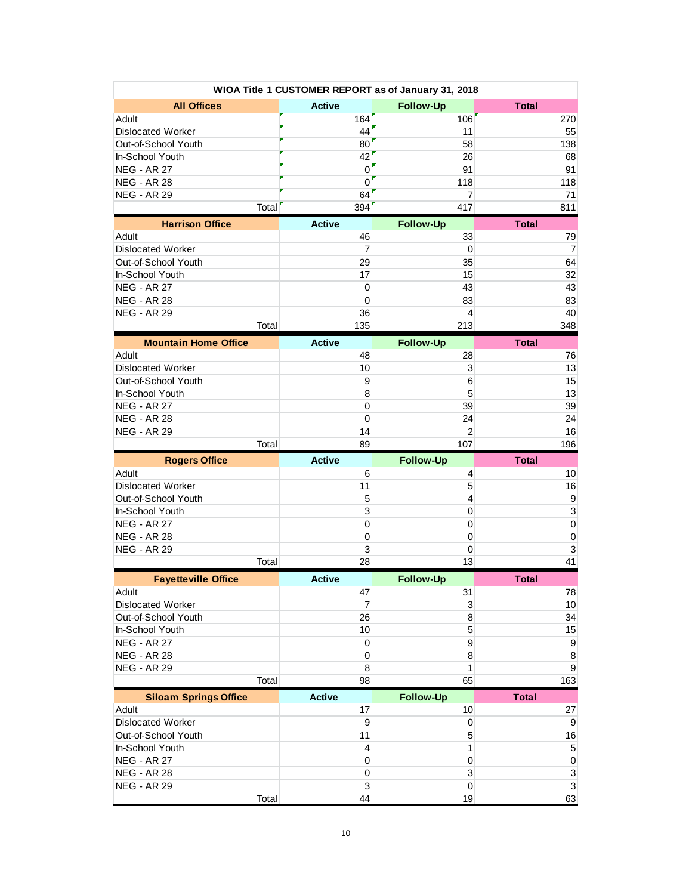**WIOA Title 1 CUSTOMER REPORT as of January 31, 2018**

| All Offices | Active | Follow-Up | Total |
|---|---|---|---|
| Adult | 164 | 106 | 270 |
| Dislocated Worker | 44 | 11 | 55 |
| Out-of-School Youth | 80 | 58 | 138 |
| In-School Youth | 42 | 26 | 68 |
| NEG - AR 27 | 0 | 91 | 91 |
| NEG - AR 28 | 0 | 118 | 118 |
| NEG - AR 29 | 64 | 7 | 71 |
| Total | 394 | 417 | 811 |

| Harrison Office | Active | Follow-Up | Total |
|---|---|---|---|
| Adult | 46 | 33 | 79 |
| Dislocated Worker | 7 | 0 | 7 |
| Out-of-School Youth | 29 | 35 | 64 |
| In-School Youth | 17 | 15 | 32 |
| NEG - AR 27 | 0 | 43 | 43 |
| NEG - AR 28 | 0 | 83 | 83 |
| NEG - AR 29 | 36 | 4 | 40 |
| Total | 135 | 213 | 348 |

| Mountain Home Office | Active | Follow-Up | Total |
|---|---|---|---|
| Adult | 48 | 28 | 76 |
| Dislocated Worker | 10 | 3 | 13 |
| Out-of-School Youth | 9 | 6 | 15 |
| In-School Youth | 8 | 5 | 13 |
| NEG - AR 27 | 0 | 39 | 39 |
| NEG - AR 28 | 0 | 24 | 24 |
| NEG - AR 29 | 14 | 2 | 16 |
| Total | 89 | 107 | 196 |

| Rogers Office | Active | Follow-Up | Total |
|---|---|---|---|
| Adult | 6 | 4 | 10 |
| Dislocated Worker | 11 | 5 | 16 |
| Out-of-School Youth | 5 | 4 | 9 |
| In-School Youth | 3 | 0 | 3 |
| NEG - AR 27 | 0 | 0 | 0 |
| NEG - AR 28 | 0 | 0 | 0 |
| NEG - AR 29 | 3 | 0 | 3 |
| Total | 28 | 13 | 41 |

| Fayetteville Office | Active | Follow-Up | Total |
|---|---|---|---|
| Adult | 47 | 31 | 78 |
| Dislocated Worker | 7 | 3 | 10 |
| Out-of-School Youth | 26 | 8 | 34 |
| In-School Youth | 10 | 5 | 15 |
| NEG - AR 27 | 0 | 9 | 9 |
| NEG - AR 28 | 0 | 8 | 8 |
| NEG - AR 29 | 8 | 1 | 9 |
| Total | 98 | 65 | 163 |

| Siloam Springs Office | Active | Follow-Up | Total |
|---|---|---|---|
| Adult | 17 | 10 | 27 |
| Dislocated Worker | 9 | 0 | 9 |
| Out-of-School Youth | 11 | 5 | 16 |
| In-School Youth | 4 | 1 | 5 |
| NEG - AR 27 | 0 | 0 | 0 |
| NEG - AR 28 | 0 | 3 | 3 |
| NEG - AR 29 | 3 | 0 | 3 |
| Total | 44 | 19 | 63 |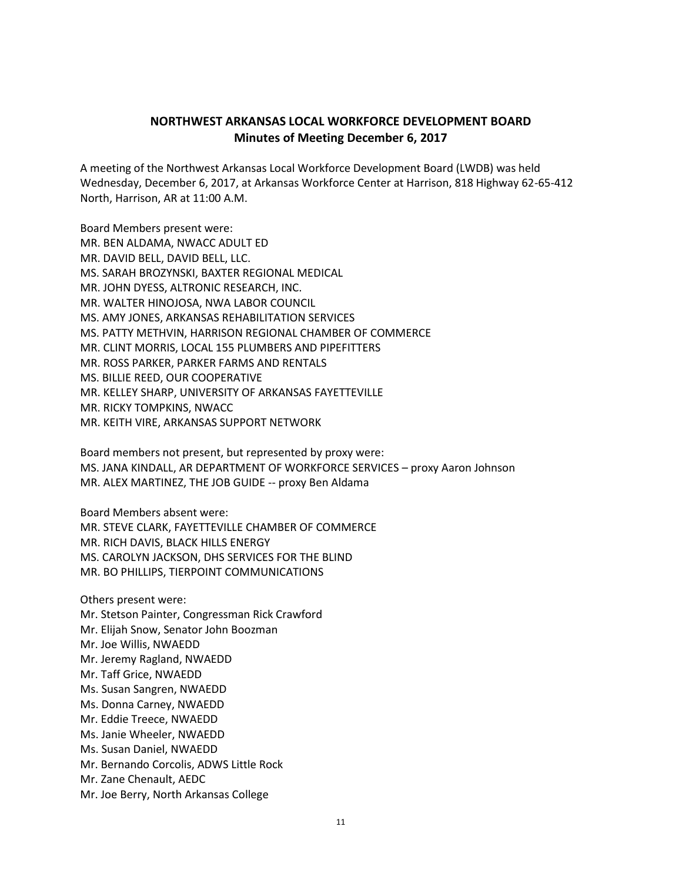## NORTHWEST ARKANSAS LOCAL WORKFORCE DEVELOPMENT BOARD
## Minutes of Meeting December 6, 2017

A meeting of the Northwest Arkansas Local Workforce Development Board (LWDB) was held Wednesday, December 6, 2017, at Arkansas Workforce Center at Harrison, 818 Highway 62-65-412 North, Harrison, AR at 11:00 A.M.

Board Members present were:
MR. BEN ALDAMA, NWACC ADULT ED
MR. DAVID BELL, DAVID BELL, LLC.
MS. SARAH BROZYNSKI, BAXTER REGIONAL MEDICAL
MR. JOHN DYESS, ALTRONIC RESEARCH, INC.
MR. WALTER HINOJOSA, NWA LABOR COUNCIL
MS. AMY JONES, ARKANSAS REHABILITATION SERVICES
MS. PATTY METHVIN, HARRISON REGIONAL CHAMBER OF COMMERCE
MR. CLINT MORRIS, LOCAL 155 PLUMBERS AND PIPEFITTERS
MR. ROSS PARKER, PARKER FARMS AND RENTALS
MS. BILLIE REED, OUR COOPERATIVE
MR. KELLEY SHARP, UNIVERSITY OF ARKANSAS FAYETTEVILLE
MR. RICKY TOMPKINS, NWACC
MR. KEITH VIRE, ARKANSAS SUPPORT NETWORK

Board members not present, but represented by proxy were:
MS. JANA KINDALL, AR DEPARTMENT OF WORKFORCE SERVICES – proxy Aaron Johnson
MR. ALEX MARTINEZ, THE JOB GUIDE -- proxy Ben Aldama

Board Members absent were:
MR. STEVE CLARK, FAYETTEVILLE CHAMBER OF COMMERCE
MR. RICH DAVIS, BLACK HILLS ENERGY
MS. CAROLYN JACKSON, DHS SERVICES FOR THE BLIND
MR. BO PHILLIPS, TIERPOINT COMMUNICATIONS

Others present were:
Mr. Stetson Painter, Congressman Rick Crawford
Mr. Elijah Snow, Senator John Boozman
Mr. Joe Willis, NWAEDD
Mr. Jeremy Ragland, NWAEDD
Mr. Taff Grice, NWAEDD
Ms. Susan Sangren, NWAEDD
Ms. Donna Carney, NWAEDD
Mr. Eddie Treece, NWAEDD
Ms. Janie Wheeler, NWAEDD
Ms. Susan Daniel, NWAEDD
Mr. Bernando Corcolis, ADWS Little Rock
Mr. Zane Chenault, AEDC
Mr. Joe Berry, North Arkansas College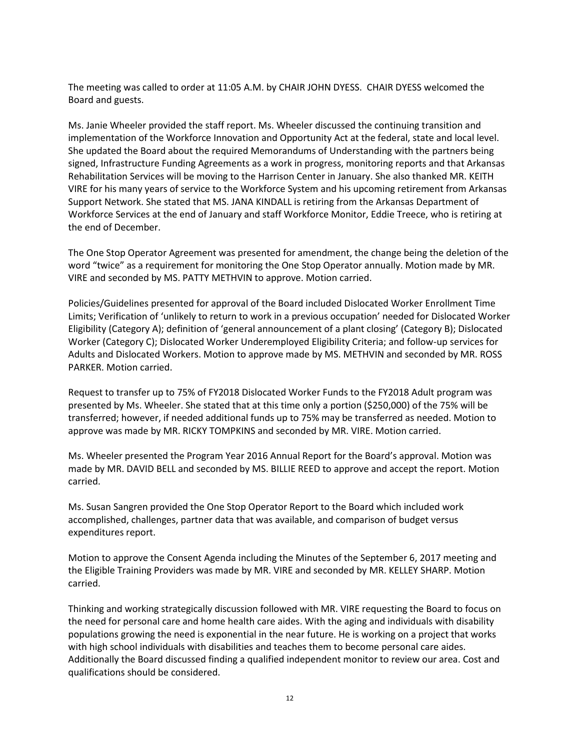The meeting was called to order at 11:05 A.M. by CHAIR JOHN DYESS. CHAIR DYESS welcomed the Board and guests.

Ms. Janie Wheeler provided the staff report. Ms. Wheeler discussed the continuing transition and implementation of the Workforce Innovation and Opportunity Act at the federal, state and local level. She updated the Board about the required Memorandums of Understanding with the partners being signed, Infrastructure Funding Agreements as a work in progress, monitoring reports and that Arkansas Rehabilitation Services will be moving to the Harrison Center in January. She also thanked MR. KEITH VIRE for his many years of service to the Workforce System and his upcoming retirement from Arkansas Support Network. She stated that MS. JANA KINDALL is retiring from the Arkansas Department of Workforce Services at the end of January and staff Workforce Monitor, Eddie Treece, who is retiring at the end of December.

The One Stop Operator Agreement was presented for amendment, the change being the deletion of the word "twice" as a requirement for monitoring the One Stop Operator annually. Motion made by MR. VIRE and seconded by MS. PATTY METHVIN to approve. Motion carried.

Policies/Guidelines presented for approval of the Board included Dislocated Worker Enrollment Time Limits; Verification of 'unlikely to return to work in a previous occupation' needed for Dislocated Worker Eligibility (Category A); definition of 'general announcement of a plant closing' (Category B); Dislocated Worker (Category C); Dislocated Worker Underemployed Eligibility Criteria; and follow-up services for Adults and Dislocated Workers. Motion to approve made by MS. METHVIN and seconded by MR. ROSS PARKER. Motion carried.

Request to transfer up to 75% of FY2018 Dislocated Worker Funds to the FY2018 Adult program was presented by Ms. Wheeler. She stated that at this time only a portion ($250,000) of the 75% will be transferred; however, if needed additional funds up to 75% may be transferred as needed. Motion to approve was made by MR. RICKY TOMPKINS and seconded by MR. VIRE. Motion carried.

Ms. Wheeler presented the Program Year 2016 Annual Report for the Board's approval. Motion was made by MR. DAVID BELL and seconded by MS. BILLIE REED to approve and accept the report. Motion carried.

Ms. Susan Sangren provided the One Stop Operator Report to the Board which included work accomplished, challenges, partner data that was available, and comparison of budget versus expenditures report.

Motion to approve the Consent Agenda including the Minutes of the September 6, 2017 meeting and the Eligible Training Providers was made by MR. VIRE and seconded by MR. KELLEY SHARP. Motion carried.

Thinking and working strategically discussion followed with MR. VIRE requesting the Board to focus on the need for personal care and home health care aides. With the aging and individuals with disability populations growing the need is exponential in the near future. He is working on a project that works with high school individuals with disabilities and teaches them to become personal care aides. Additionally the Board discussed finding a qualified independent monitor to review our area. Cost and qualifications should be considered.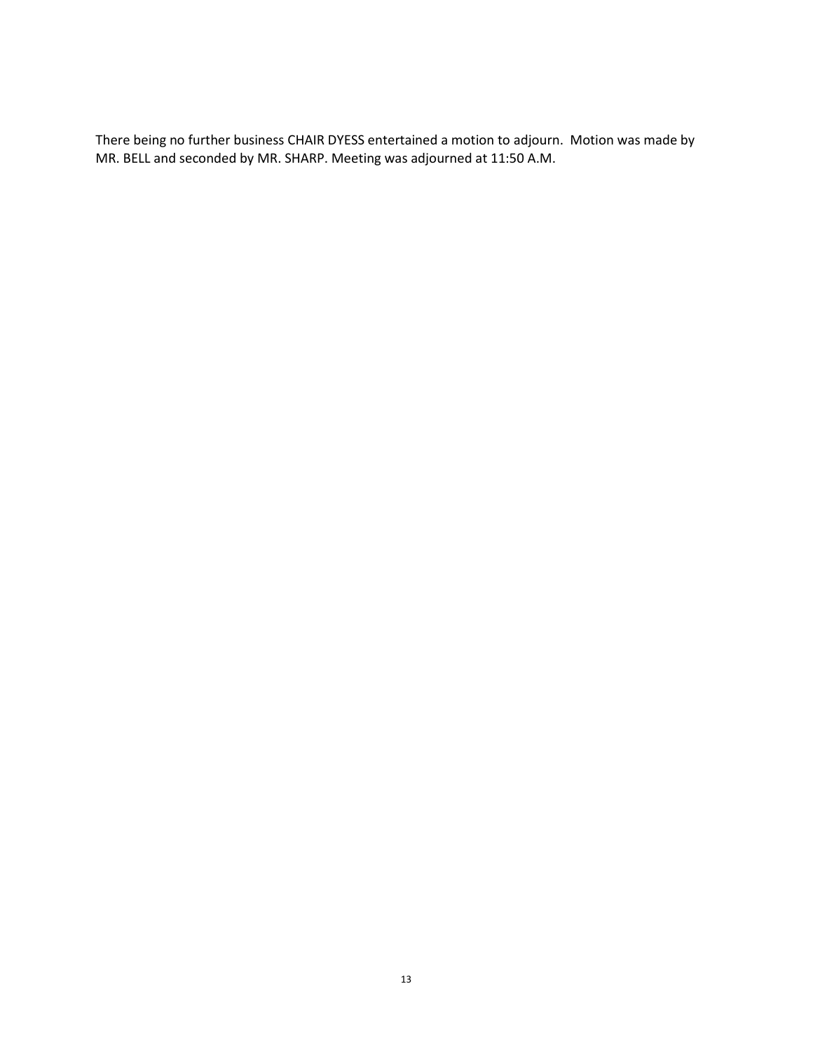There being no further business CHAIR DYESS entertained a motion to adjourn. Motion was made by MR. BELL and seconded by MR. SHARP. Meeting was adjourned at 11:50 A.M.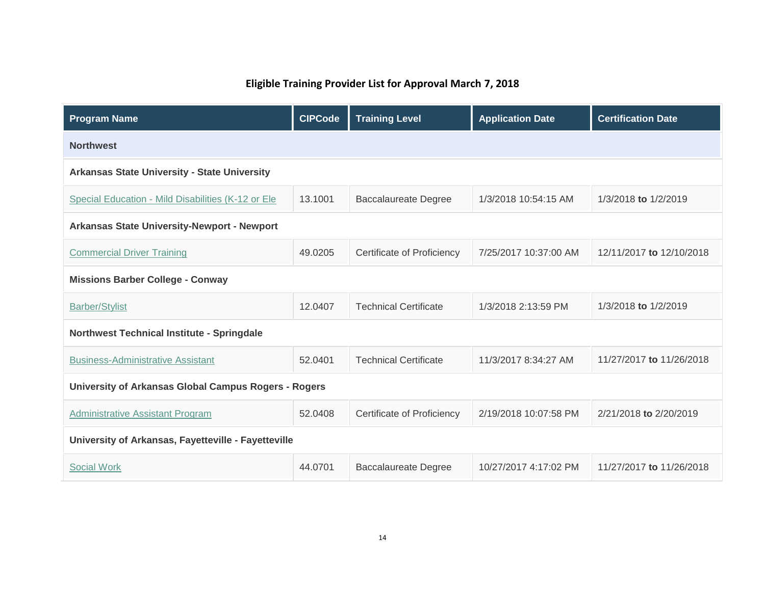## Eligible Training Provider List for Approval March 7, 2018

| Program Name | CIPCode | Training Level | Application Date | Certification Date |
|---|---|---|---|---|
| **Northwest** | | | | |
| **Arkansas State University - State University** | | | | |
| Special Education - Mild Disabilities (K-12 or Ele | 13.1001 | Baccalaureate Degree | 1/3/2018 10:54:15 AM | 1/3/2018 **to** 1/2/2019 |
| **Arkansas State University-Newport - Newport** | | | | |
| Commercial Driver Training | 49.0205 | Certificate of Proficiency | 7/25/2017 10:37:00 AM | 12/11/2017 **to** 12/10/2018 |
| **Missions Barber College - Conway** | | | | |
| Barber/Stylist | 12.0407 | Technical Certificate | 1/3/2018 2:13:59 PM | 1/3/2018 **to** 1/2/2019 |
| **Northwest Technical Institute - Springdale** | | | | |
| Business-Administrative Assistant | 52.0401 | Technical Certificate | 11/3/2017 8:34:27 AM | 11/27/2017 **to** 11/26/2018 |
| **University of Arkansas Global Campus Rogers - Rogers** | | | | |
| Administrative Assistant Program | 52.0408 | Certificate of Proficiency | 2/19/2018 10:07:58 PM | 2/21/2018 **to** 2/20/2019 |
| **University of Arkansas, Fayetteville - Fayetteville** | | | | |
| Social Work | 44.0701 | Baccalaureate Degree | 10/27/2017 4:17:02 PM | 11/27/2017 **to** 11/26/2018 |